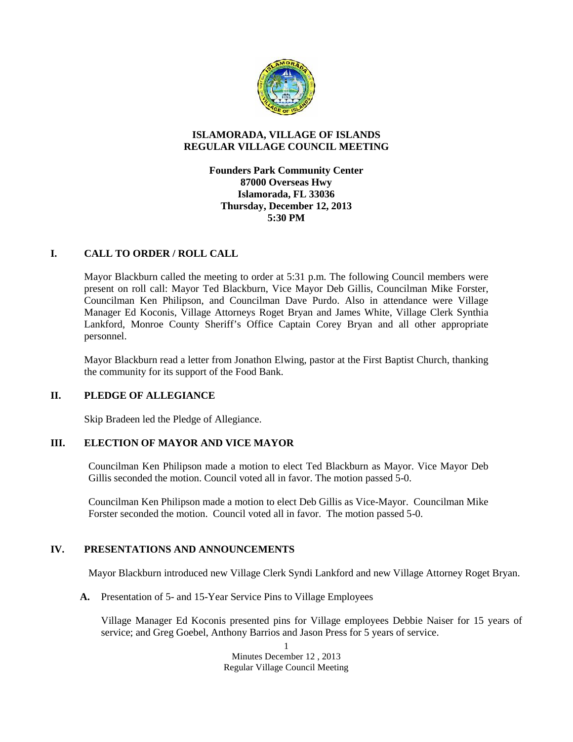# ISLAMORADA, VILLAGE OF ISLANDS
# REGULAR VILLAGE COUNCIL MEETING

**Founders Park Community Center**
**87000 Overseas Hwy**
**Islamorada, FL 33036**
**Thursday, December 12, 2013**
**5:30 PM**

## I. CALL TO ORDER / ROLL CALL

Mayor Blackburn called the meeting to order at 5:31 p.m. The following Council members were present on roll call: Mayor Ted Blackburn, Vice Mayor Deb Gillis, Councilman Mike Forster, Councilman Ken Philipson, and Councilman Dave Purdo. Also in attendance were Village Manager Ed Koconis, Village Attorneys Roget Bryan and James White, Village Clerk Synthia Lankford, Monroe County Sheriff's Office Captain Corey Bryan and all other appropriate personnel.

Mayor Blackburn read a letter from Jonathon Elwing, pastor at the First Baptist Church, thanking the community for its support of the Food Bank.

## II. PLEDGE OF ALLEGIANCE

Skip Bradeen led the Pledge of Allegiance.

## III. ELECTION OF MAYOR AND VICE MAYOR

Councilman Ken Philipson made a motion to elect Ted Blackburn as Mayor. Vice Mayor Deb Gillis seconded the motion. Council voted all in favor. The motion passed 5-0.

Councilman Ken Philipson made a motion to elect Deb Gillis as Vice-Mayor. Councilman Mike Forster seconded the motion. Council voted all in favor. The motion passed 5-0.

## IV. PRESENTATIONS AND ANNOUNCEMENTS

Mayor Blackburn introduced new Village Clerk Syndi Lankford and new Village Attorney Roget Bryan.

**A.** Presentation of 5- and 15-Year Service Pins to Village Employees

Village Manager Ed Koconis presented pins for Village employees Debbie Naiser for 15 years of service; and Greg Goebel, Anthony Barrios and Jason Press for 5 years of service.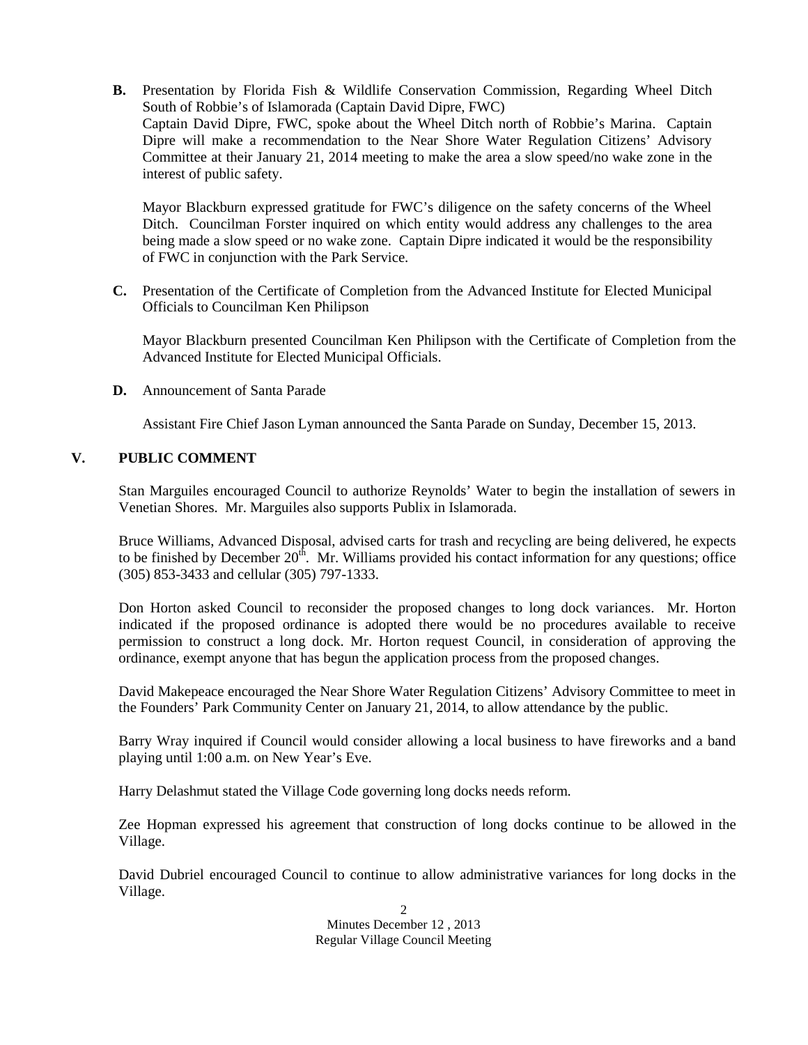**B.** Presentation by Florida Fish & Wildlife Conservation Commission, Regarding Wheel Ditch South of Robbie's of Islamorada (Captain David Dipre, FWC)
Captain David Dipre, FWC, spoke about the Wheel Ditch north of Robbie's Marina. Captain Dipre will make a recommendation to the Near Shore Water Regulation Citizens' Advisory Committee at their January 21, 2014 meeting to make the area a slow speed/no wake zone in the interest of public safety.

Mayor Blackburn expressed gratitude for FWC's diligence on the safety concerns of the Wheel Ditch. Councilman Forster inquired on which entity would address any challenges to the area being made a slow speed or no wake zone. Captain Dipre indicated it would be the responsibility of FWC in conjunction with the Park Service.

**C.** Presentation of the Certificate of Completion from the Advanced Institute for Elected Municipal Officials to Councilman Ken Philipson

Mayor Blackburn presented Councilman Ken Philipson with the Certificate of Completion from the Advanced Institute for Elected Municipal Officials.

**D.** Announcement of Santa Parade

Assistant Fire Chief Jason Lyman announced the Santa Parade on Sunday, December 15, 2013.

## V. PUBLIC COMMENT

Stan Marguiles encouraged Council to authorize Reynolds' Water to begin the installation of sewers in Venetian Shores. Mr. Marguiles also supports Publix in Islamorada.

Bruce Williams, Advanced Disposal, advised carts for trash and recycling are being delivered, he expects to be finished by December 20th. Mr. Williams provided his contact information for any questions; office (305) 853-3433 and cellular (305) 797-1333.

Don Horton asked Council to reconsider the proposed changes to long dock variances. Mr. Horton indicated if the proposed ordinance is adopted there would be no procedures available to receive permission to construct a long dock. Mr. Horton request Council, in consideration of approving the ordinance, exempt anyone that has begun the application process from the proposed changes.

David Makepeace encouraged the Near Shore Water Regulation Citizens' Advisory Committee to meet in the Founders' Park Community Center on January 21, 2014, to allow attendance by the public.

Barry Wray inquired if Council would consider allowing a local business to have fireworks and a band playing until 1:00 a.m. on New Year's Eve.

Harry Delashmut stated the Village Code governing long docks needs reform.

Zee Hopman expressed his agreement that construction of long docks continue to be allowed in the Village.

David Dubriel encouraged Council to continue to allow administrative variances for long docks in the Village.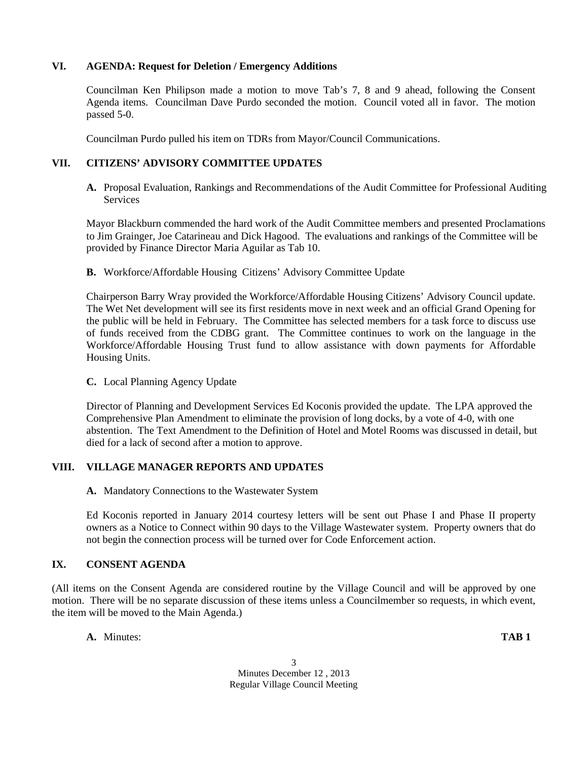## VI. AGENDA: Request for Deletion / Emergency Additions

Councilman Ken Philipson made a motion to move Tab's 7, 8 and 9 ahead, following the Consent Agenda items. Councilman Dave Purdo seconded the motion. Council voted all in favor. The motion passed 5-0.

Councilman Purdo pulled his item on TDRs from Mayor/Council Communications.

## VII. CITIZENS' ADVISORY COMMITTEE UPDATES

**A.** Proposal Evaluation, Rankings and Recommendations of the Audit Committee for Professional Auditing Services

Mayor Blackburn commended the hard work of the Audit Committee members and presented Proclamations to Jim Grainger, Joe Catarineau and Dick Hagood. The evaluations and rankings of the Committee will be provided by Finance Director Maria Aguilar as Tab 10.

**B.** Workforce/Affordable Housing Citizens' Advisory Committee Update

Chairperson Barry Wray provided the Workforce/Affordable Housing Citizens' Advisory Council update. The Wet Net development will see its first residents move in next week and an official Grand Opening for the public will be held in February. The Committee has selected members for a task force to discuss use of funds received from the CDBG grant. The Committee continues to work on the language in the Workforce/Affordable Housing Trust fund to allow assistance with down payments for Affordable Housing Units.

**C.** Local Planning Agency Update

Director of Planning and Development Services Ed Koconis provided the update. The LPA approved the Comprehensive Plan Amendment to eliminate the provision of long docks, by a vote of 4-0, with one abstention. The Text Amendment to the Definition of Hotel and Motel Rooms was discussed in detail, but died for a lack of second after a motion to approve.

## VIII. VILLAGE MANAGER REPORTS AND UPDATES

**A.** Mandatory Connections to the Wastewater System

Ed Koconis reported in January 2014 courtesy letters will be sent out Phase I and Phase II property owners as a Notice to Connect within 90 days to the Village Wastewater system. Property owners that do not begin the connection process will be turned over for Code Enforcement action.

## IX. CONSENT AGENDA

(All items on the Consent Agenda are considered routine by the Village Council and will be approved by one motion. There will be no separate discussion of these items unless a Councilmember so requests, in which event, the item will be moved to the Main Agenda.)

**A.** Minutes: **TAB 1**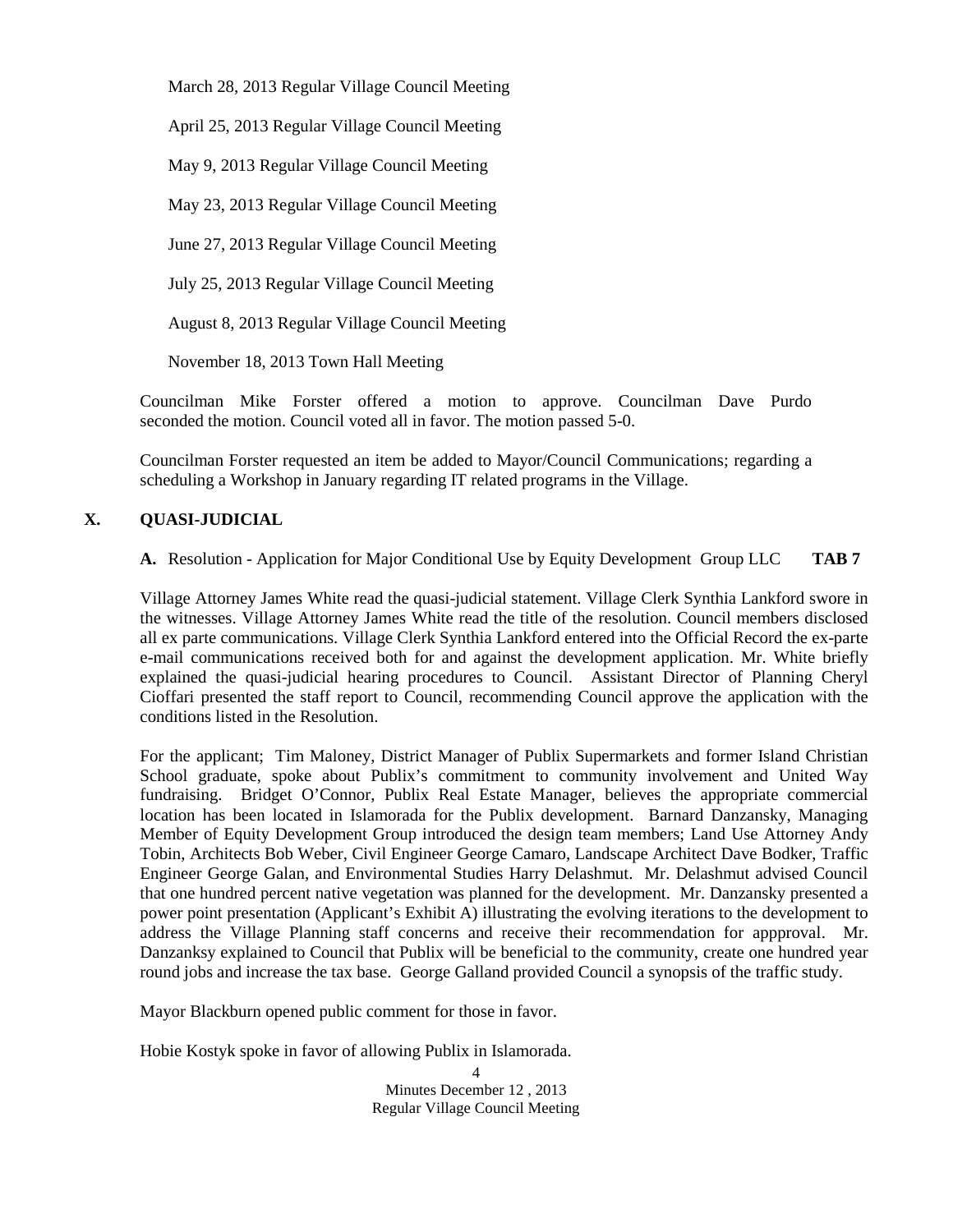March 28, 2013 Regular Village Council Meeting

April 25, 2013 Regular Village Council Meeting

May 9, 2013 Regular Village Council Meeting

May 23, 2013 Regular Village Council Meeting

June 27, 2013 Regular Village Council Meeting

July 25, 2013 Regular Village Council Meeting

August 8, 2013 Regular Village Council Meeting

November 18, 2013 Town Hall Meeting

Councilman Mike Forster offered a motion to approve. Councilman Dave Purdo seconded the motion. Council voted all in favor. The motion passed 5-0.

Councilman Forster requested an item be added to Mayor/Council Communications; regarding a scheduling a Workshop in January regarding IT related programs in the Village.

## X. QUASI-JUDICIAL

**A.** Resolution - Application for Major Conditional Use by Equity Development Group LLC **TAB 7**

Village Attorney James White read the quasi-judicial statement. Village Clerk Synthia Lankford swore in the witnesses. Village Attorney James White read the title of the resolution. Council members disclosed all ex parte communications. Village Clerk Synthia Lankford entered into the Official Record the ex-parte e-mail communications received both for and against the development application. Mr. White briefly explained the quasi-judicial hearing procedures to Council. Assistant Director of Planning Cheryl Cioffari presented the staff report to Council, recommending Council approve the application with the conditions listed in the Resolution.

For the applicant; Tim Maloney, District Manager of Publix Supermarkets and former Island Christian School graduate, spoke about Publix's commitment to community involvement and United Way fundraising. Bridget O'Connor, Publix Real Estate Manager, believes the appropriate commercial location has been located in Islamorada for the Publix development. Barnard Danzansky, Managing Member of Equity Development Group introduced the design team members; Land Use Attorney Andy Tobin, Architects Bob Weber, Civil Engineer George Camaro, Landscape Architect Dave Bodker, Traffic Engineer George Galan, and Environmental Studies Harry Delashmut. Mr. Delashmut advised Council that one hundred percent native vegetation was planned for the development. Mr. Danzansky presented a power point presentation (Applicant's Exhibit A) illustrating the evolving iterations to the development to address the Village Planning staff concerns and receive their recommendation for appproval. Mr. Danzanksy explained to Council that Publix will be beneficial to the community, create one hundred year round jobs and increase the tax base. George Galland provided Council a synopsis of the traffic study.

Mayor Blackburn opened public comment for those in favor.

Hobie Kostyk spoke in favor of allowing Publix in Islamorada.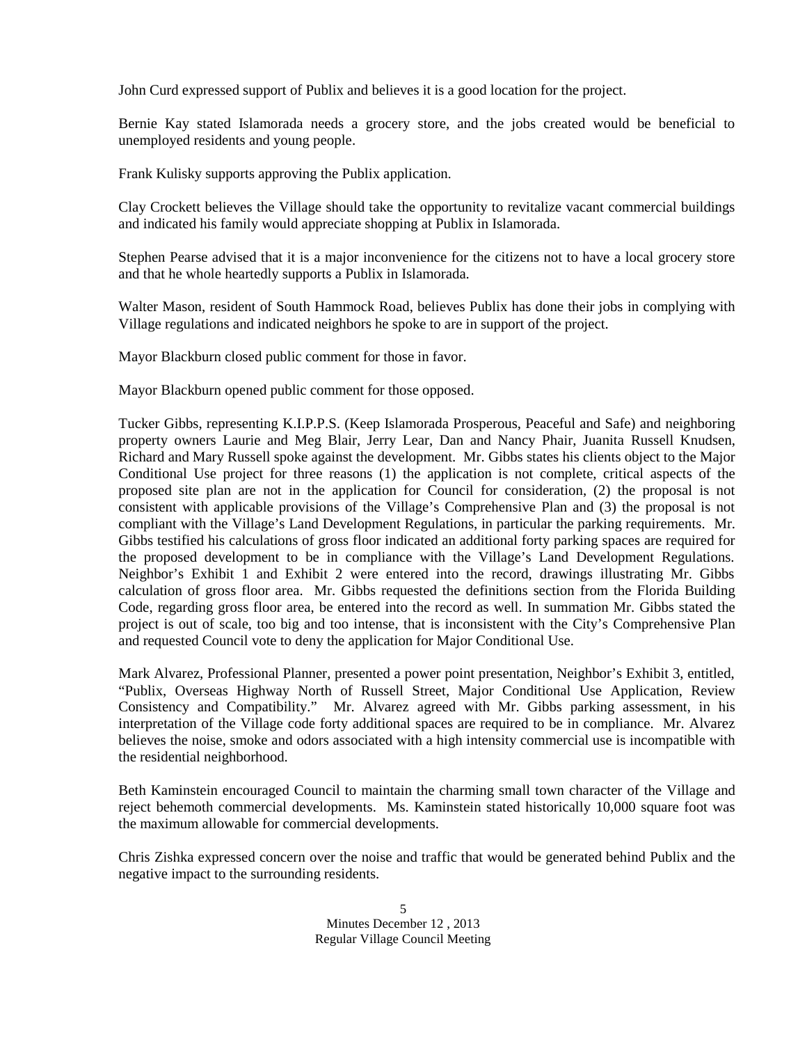John Curd expressed support of Publix and believes it is a good location for the project.

Bernie Kay stated Islamorada needs a grocery store, and the jobs created would be beneficial to unemployed residents and young people.

Frank Kulisky supports approving the Publix application.

Clay Crockett believes the Village should take the opportunity to revitalize vacant commercial buildings and indicated his family would appreciate shopping at Publix in Islamorada.

Stephen Pearse advised that it is a major inconvenience for the citizens not to have a local grocery store and that he whole heartedly supports a Publix in Islamorada.

Walter Mason, resident of South Hammock Road, believes Publix has done their jobs in complying with Village regulations and indicated neighbors he spoke to are in support of the project.

Mayor Blackburn closed public comment for those in favor.

Mayor Blackburn opened public comment for those opposed.

Tucker Gibbs, representing K.I.P.P.S. (Keep Islamorada Prosperous, Peaceful and Safe) and neighboring property owners Laurie and Meg Blair, Jerry Lear, Dan and Nancy Phair, Juanita Russell Knudsen, Richard and Mary Russell spoke against the development. Mr. Gibbs states his clients object to the Major Conditional Use project for three reasons (1) the application is not complete, critical aspects of the proposed site plan are not in the application for Council for consideration, (2) the proposal is not consistent with applicable provisions of the Village's Comprehensive Plan and (3) the proposal is not compliant with the Village's Land Development Regulations, in particular the parking requirements. Mr. Gibbs testified his calculations of gross floor indicated an additional forty parking spaces are required for the proposed development to be in compliance with the Village's Land Development Regulations. Neighbor's Exhibit 1 and Exhibit 2 were entered into the record, drawings illustrating Mr. Gibbs calculation of gross floor area. Mr. Gibbs requested the definitions section from the Florida Building Code, regarding gross floor area, be entered into the record as well. In summation Mr. Gibbs stated the project is out of scale, too big and too intense, that is inconsistent with the City's Comprehensive Plan and requested Council vote to deny the application for Major Conditional Use.

Mark Alvarez, Professional Planner, presented a power point presentation, Neighbor's Exhibit 3, entitled, "Publix, Overseas Highway North of Russell Street, Major Conditional Use Application, Review Consistency and Compatibility." Mr. Alvarez agreed with Mr. Gibbs parking assessment, in his interpretation of the Village code forty additional spaces are required to be in compliance. Mr. Alvarez believes the noise, smoke and odors associated with a high intensity commercial use is incompatible with the residential neighborhood.

Beth Kaminstein encouraged Council to maintain the charming small town character of the Village and reject behemoth commercial developments. Ms. Kaminstein stated historically 10,000 square foot was the maximum allowable for commercial developments.

Chris Zishka expressed concern over the noise and traffic that would be generated behind Publix and the negative impact to the surrounding residents.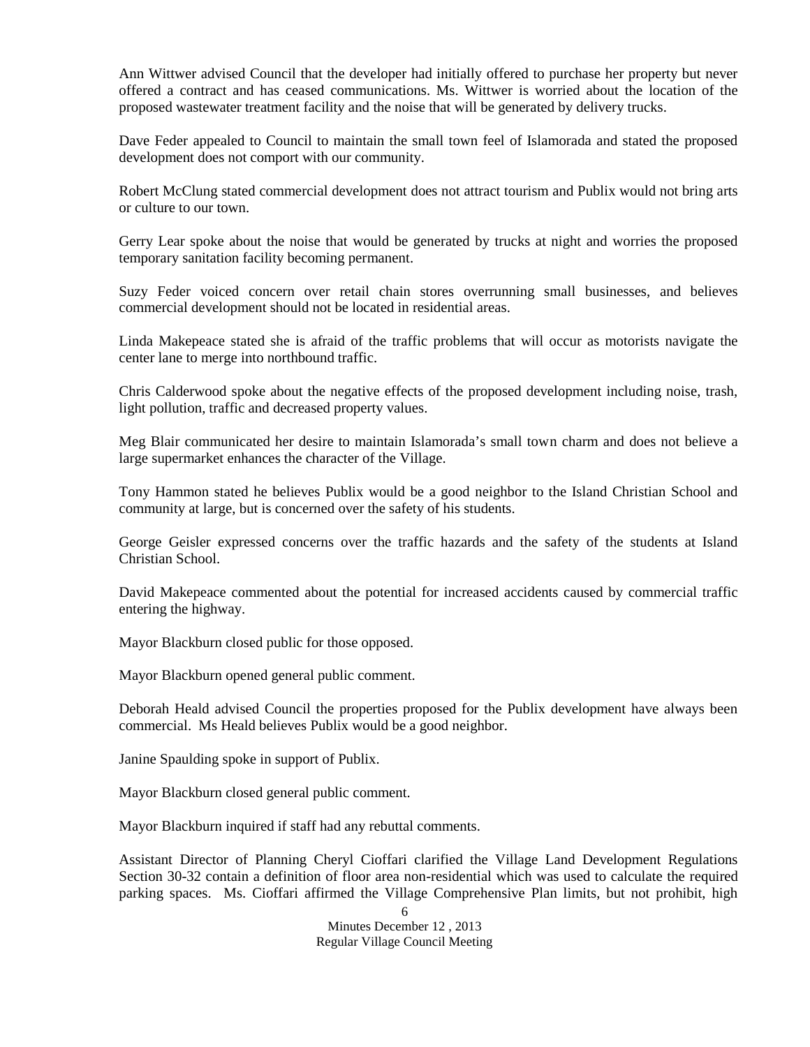Ann Wittwer advised Council that the developer had initially offered to purchase her property but never offered a contract and has ceased communications. Ms. Wittwer is worried about the location of the proposed wastewater treatment facility and the noise that will be generated by delivery trucks.

Dave Feder appealed to Council to maintain the small town feel of Islamorada and stated the proposed development does not comport with our community.

Robert McClung stated commercial development does not attract tourism and Publix would not bring arts or culture to our town.

Gerry Lear spoke about the noise that would be generated by trucks at night and worries the proposed temporary sanitation facility becoming permanent.

Suzy Feder voiced concern over retail chain stores overrunning small businesses, and believes commercial development should not be located in residential areas.

Linda Makepeace stated she is afraid of the traffic problems that will occur as motorists navigate the center lane to merge into northbound traffic.

Chris Calderwood spoke about the negative effects of the proposed development including noise, trash, light pollution, traffic and decreased property values.

Meg Blair communicated her desire to maintain Islamorada's small town charm and does not believe a large supermarket enhances the character of the Village.

Tony Hammon stated he believes Publix would be a good neighbor to the Island Christian School and community at large, but is concerned over the safety of his students.

George Geisler expressed concerns over the traffic hazards and the safety of the students at Island Christian School.

David Makepeace commented about the potential for increased accidents caused by commercial traffic entering the highway.

Mayor Blackburn closed public for those opposed.

Mayor Blackburn opened general public comment.

Deborah Heald advised Council the properties proposed for the Publix development have always been commercial. Ms Heald believes Publix would be a good neighbor.

Janine Spaulding spoke in support of Publix.

Mayor Blackburn closed general public comment.

Mayor Blackburn inquired if staff had any rebuttal comments.

Assistant Director of Planning Cheryl Cioffari clarified the Village Land Development Regulations Section 30-32 contain a definition of floor area non-residential which was used to calculate the required parking spaces. Ms. Cioffari affirmed the Village Comprehensive Plan limits, but not prohibit, high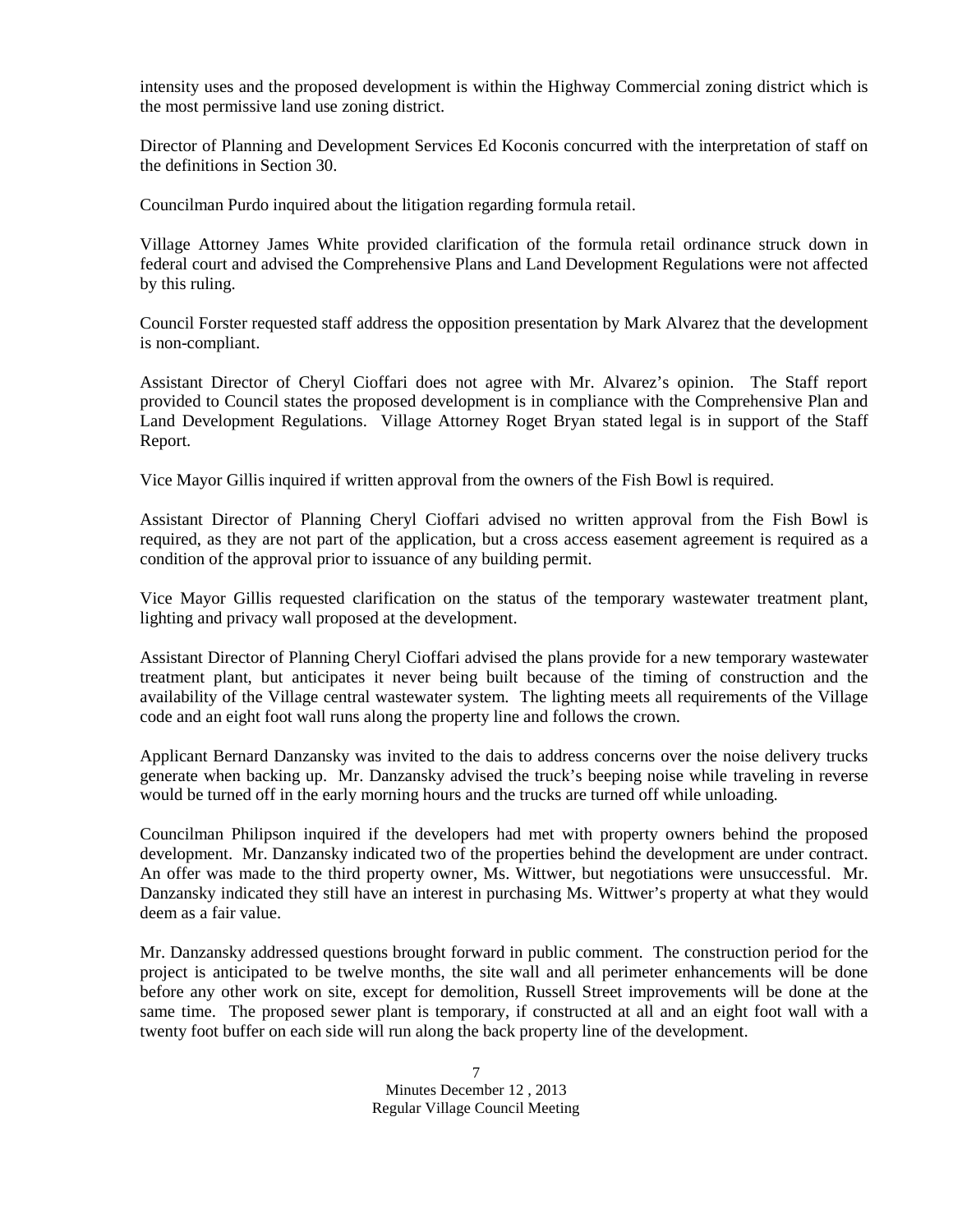intensity uses and the proposed development is within the Highway Commercial zoning district which is the most permissive land use zoning district.

Director of Planning and Development Services Ed Koconis concurred with the interpretation of staff on the definitions in Section 30.

Councilman Purdo inquired about the litigation regarding formula retail.

Village Attorney James White provided clarification of the formula retail ordinance struck down in federal court and advised the Comprehensive Plans and Land Development Regulations were not affected by this ruling.

Council Forster requested staff address the opposition presentation by Mark Alvarez that the development is non-compliant.

Assistant Director of Cheryl Cioffari does not agree with Mr. Alvarez's opinion. The Staff report provided to Council states the proposed development is in compliance with the Comprehensive Plan and Land Development Regulations. Village Attorney Roget Bryan stated legal is in support of the Staff Report.

Vice Mayor Gillis inquired if written approval from the owners of the Fish Bowl is required.

Assistant Director of Planning Cheryl Cioffari advised no written approval from the Fish Bowl is required, as they are not part of the application, but a cross access easement agreement is required as a condition of the approval prior to issuance of any building permit.

Vice Mayor Gillis requested clarification on the status of the temporary wastewater treatment plant, lighting and privacy wall proposed at the development.

Assistant Director of Planning Cheryl Cioffari advised the plans provide for a new temporary wastewater treatment plant, but anticipates it never being built because of the timing of construction and the availability of the Village central wastewater system. The lighting meets all requirements of the Village code and an eight foot wall runs along the property line and follows the crown.

Applicant Bernard Danzansky was invited to the dais to address concerns over the noise delivery trucks generate when backing up. Mr. Danzansky advised the truck's beeping noise while traveling in reverse would be turned off in the early morning hours and the trucks are turned off while unloading.

Councilman Philipson inquired if the developers had met with property owners behind the proposed development. Mr. Danzansky indicated two of the properties behind the development are under contract. An offer was made to the third property owner, Ms. Wittwer, but negotiations were unsuccessful. Mr. Danzansky indicated they still have an interest in purchasing Ms. Wittwer's property at what they would deem as a fair value.

Mr. Danzansky addressed questions brought forward in public comment. The construction period for the project is anticipated to be twelve months, the site wall and all perimeter enhancements will be done before any other work on site, except for demolition, Russell Street improvements will be done at the same time. The proposed sewer plant is temporary, if constructed at all and an eight foot wall with a twenty foot buffer on each side will run along the back property line of the development.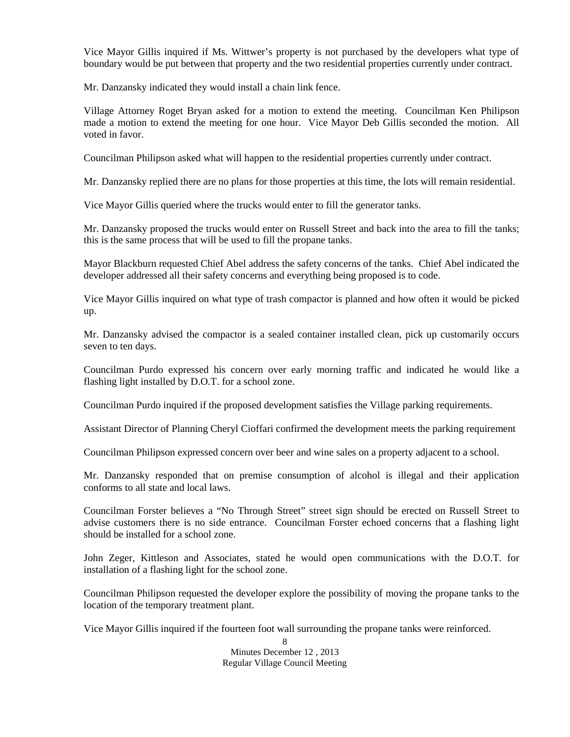Vice Mayor Gillis inquired if Ms. Wittwer's property is not purchased by the developers what type of boundary would be put between that property and the two residential properties currently under contract.

Mr. Danzansky indicated they would install a chain link fence.

Village Attorney Roget Bryan asked for a motion to extend the meeting. Councilman Ken Philipson made a motion to extend the meeting for one hour. Vice Mayor Deb Gillis seconded the motion. All voted in favor.

Councilman Philipson asked what will happen to the residential properties currently under contract.

Mr. Danzansky replied there are no plans for those properties at this time, the lots will remain residential.

Vice Mayor Gillis queried where the trucks would enter to fill the generator tanks.

Mr. Danzansky proposed the trucks would enter on Russell Street and back into the area to fill the tanks; this is the same process that will be used to fill the propane tanks.

Mayor Blackburn requested Chief Abel address the safety concerns of the tanks. Chief Abel indicated the developer addressed all their safety concerns and everything being proposed is to code.

Vice Mayor Gillis inquired on what type of trash compactor is planned and how often it would be picked up.

Mr. Danzansky advised the compactor is a sealed container installed clean, pick up customarily occurs seven to ten days.

Councilman Purdo expressed his concern over early morning traffic and indicated he would like a flashing light installed by D.O.T. for a school zone.

Councilman Purdo inquired if the proposed development satisfies the Village parking requirements.

Assistant Director of Planning Cheryl Cioffari confirmed the development meets the parking requirement

Councilman Philipson expressed concern over beer and wine sales on a property adjacent to a school.

Mr. Danzansky responded that on premise consumption of alcohol is illegal and their application conforms to all state and local laws.

Councilman Forster believes a "No Through Street" street sign should be erected on Russell Street to advise customers there is no side entrance. Councilman Forster echoed concerns that a flashing light should be installed for a school zone.

John Zeger, Kittleson and Associates, stated he would open communications with the D.O.T. for installation of a flashing light for the school zone.

Councilman Philipson requested the developer explore the possibility of moving the propane tanks to the location of the temporary treatment plant.

Vice Mayor Gillis inquired if the fourteen foot wall surrounding the propane tanks were reinforced.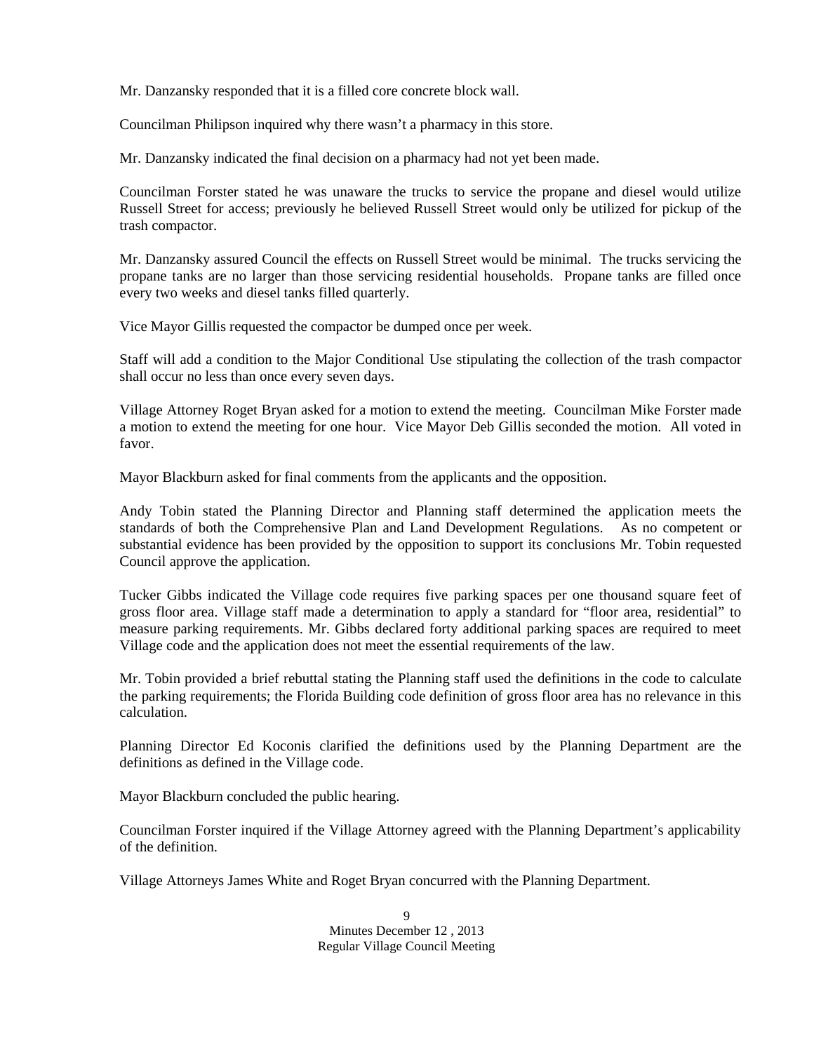Mr. Danzansky responded that it is a filled core concrete block wall.

Councilman Philipson inquired why there wasn't a pharmacy in this store.

Mr. Danzansky indicated the final decision on a pharmacy had not yet been made.

Councilman Forster stated he was unaware the trucks to service the propane and diesel would utilize Russell Street for access; previously he believed Russell Street would only be utilized for pickup of the trash compactor.

Mr. Danzansky assured Council the effects on Russell Street would be minimal. The trucks servicing the propane tanks are no larger than those servicing residential households. Propane tanks are filled once every two weeks and diesel tanks filled quarterly.

Vice Mayor Gillis requested the compactor be dumped once per week.

Staff will add a condition to the Major Conditional Use stipulating the collection of the trash compactor shall occur no less than once every seven days.

Village Attorney Roget Bryan asked for a motion to extend the meeting. Councilman Mike Forster made a motion to extend the meeting for one hour. Vice Mayor Deb Gillis seconded the motion. All voted in favor.

Mayor Blackburn asked for final comments from the applicants and the opposition.

Andy Tobin stated the Planning Director and Planning staff determined the application meets the standards of both the Comprehensive Plan and Land Development Regulations. As no competent or substantial evidence has been provided by the opposition to support its conclusions Mr. Tobin requested Council approve the application.

Tucker Gibbs indicated the Village code requires five parking spaces per one thousand square feet of gross floor area. Village staff made a determination to apply a standard for "floor area, residential" to measure parking requirements. Mr. Gibbs declared forty additional parking spaces are required to meet Village code and the application does not meet the essential requirements of the law.

Mr. Tobin provided a brief rebuttal stating the Planning staff used the definitions in the code to calculate the parking requirements; the Florida Building code definition of gross floor area has no relevance in this calculation.

Planning Director Ed Koconis clarified the definitions used by the Planning Department are the definitions as defined in the Village code.

Mayor Blackburn concluded the public hearing.

Councilman Forster inquired if the Village Attorney agreed with the Planning Department's applicability of the definition.

Village Attorneys James White and Roget Bryan concurred with the Planning Department.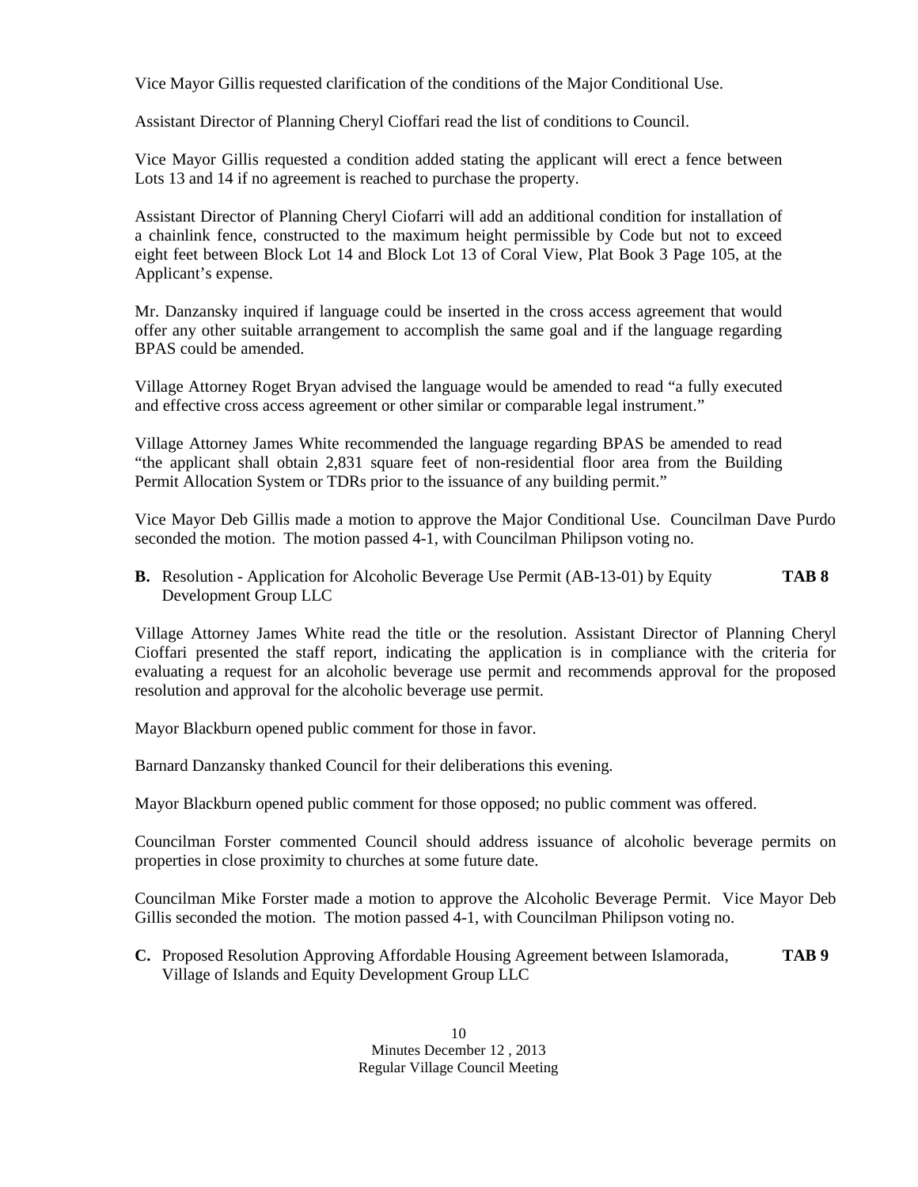Vice Mayor Gillis requested clarification of the conditions of the Major Conditional Use.

Assistant Director of Planning Cheryl Cioffari read the list of conditions to Council.

Vice Mayor Gillis requested a condition added stating the applicant will erect a fence between Lots 13 and 14 if no agreement is reached to purchase the property.

Assistant Director of Planning Cheryl Ciofarri will add an additional condition for installation of a chainlink fence, constructed to the maximum height permissible by Code but not to exceed eight feet between Block Lot 14 and Block Lot 13 of Coral View, Plat Book 3 Page 105, at the Applicant's expense.

Mr. Danzansky inquired if language could be inserted in the cross access agreement that would offer any other suitable arrangement to accomplish the same goal and if the language regarding BPAS could be amended.

Village Attorney Roget Bryan advised the language would be amended to read "a fully executed and effective cross access agreement or other similar or comparable legal instrument."

Village Attorney James White recommended the language regarding BPAS be amended to read "the applicant shall obtain 2,831 square feet of non-residential floor area from the Building Permit Allocation System or TDRs prior to the issuance of any building permit."

Vice Mayor Deb Gillis made a motion to approve the Major Conditional Use. Councilman Dave Purdo seconded the motion. The motion passed 4-1, with Councilman Philipson voting no.

**B.** Resolution - Application for Alcoholic Beverage Use Permit (AB-13-01) by Equity Development Group LLC **TAB 8**

Village Attorney James White read the title or the resolution. Assistant Director of Planning Cheryl Cioffari presented the staff report, indicating the application is in compliance with the criteria for evaluating a request for an alcoholic beverage use permit and recommends approval for the proposed resolution and approval for the alcoholic beverage use permit.

Mayor Blackburn opened public comment for those in favor.

Barnard Danzansky thanked Council for their deliberations this evening.

Mayor Blackburn opened public comment for those opposed; no public comment was offered.

Councilman Forster commented Council should address issuance of alcoholic beverage permits on properties in close proximity to churches at some future date.

Councilman Mike Forster made a motion to approve the Alcoholic Beverage Permit. Vice Mayor Deb Gillis seconded the motion. The motion passed 4-1, with Councilman Philipson voting no.

**C.** Proposed Resolution Approving Affordable Housing Agreement between Islamorada, Village of Islands and Equity Development Group LLC **TAB 9**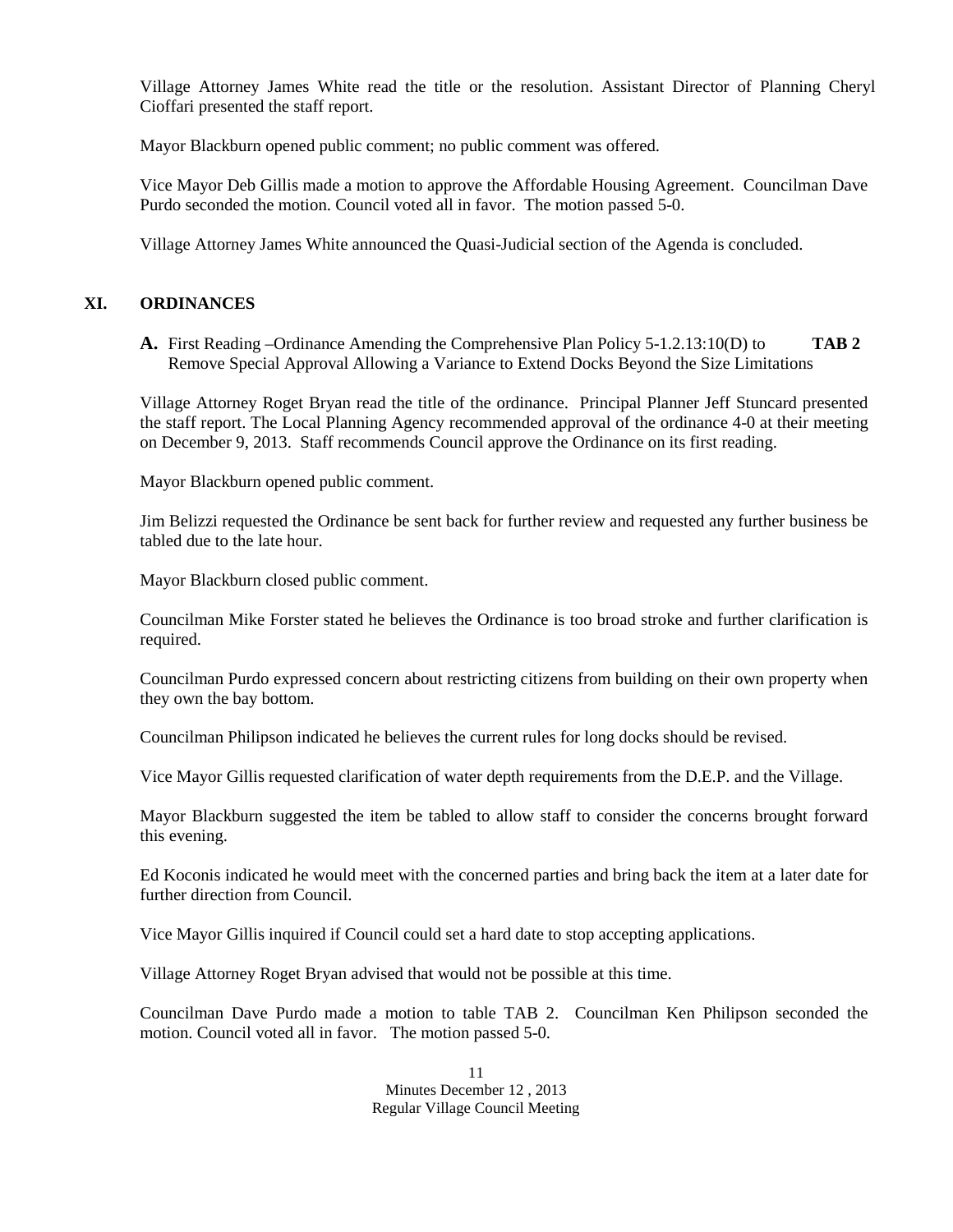Village Attorney James White read the title or the resolution. Assistant Director of Planning Cheryl Cioffari presented the staff report.

Mayor Blackburn opened public comment; no public comment was offered.

Vice Mayor Deb Gillis made a motion to approve the Affordable Housing Agreement. Councilman Dave Purdo seconded the motion. Council voted all in favor. The motion passed 5-0.

Village Attorney James White announced the Quasi-Judicial section of the Agenda is concluded.

## XI. ORDINANCES

**A.** First Reading –Ordinance Amending the Comprehensive Plan Policy 5-1.2.13:10(D) to Remove Special Approval Allowing a Variance to Extend Docks Beyond the Size Limitations **TAB 2**

Village Attorney Roget Bryan read the title of the ordinance. Principal Planner Jeff Stuncard presented the staff report. The Local Planning Agency recommended approval of the ordinance 4-0 at their meeting on December 9, 2013. Staff recommends Council approve the Ordinance on its first reading.

Mayor Blackburn opened public comment.

Jim Belizzi requested the Ordinance be sent back for further review and requested any further business be tabled due to the late hour.

Mayor Blackburn closed public comment.

Councilman Mike Forster stated he believes the Ordinance is too broad stroke and further clarification is required.

Councilman Purdo expressed concern about restricting citizens from building on their own property when they own the bay bottom.

Councilman Philipson indicated he believes the current rules for long docks should be revised.

Vice Mayor Gillis requested clarification of water depth requirements from the D.E.P. and the Village.

Mayor Blackburn suggested the item be tabled to allow staff to consider the concerns brought forward this evening.

Ed Koconis indicated he would meet with the concerned parties and bring back the item at a later date for further direction from Council.

Vice Mayor Gillis inquired if Council could set a hard date to stop accepting applications.

Village Attorney Roget Bryan advised that would not be possible at this time.

Councilman Dave Purdo made a motion to table TAB 2. Councilman Ken Philipson seconded the motion. Council voted all in favor. The motion passed 5-0.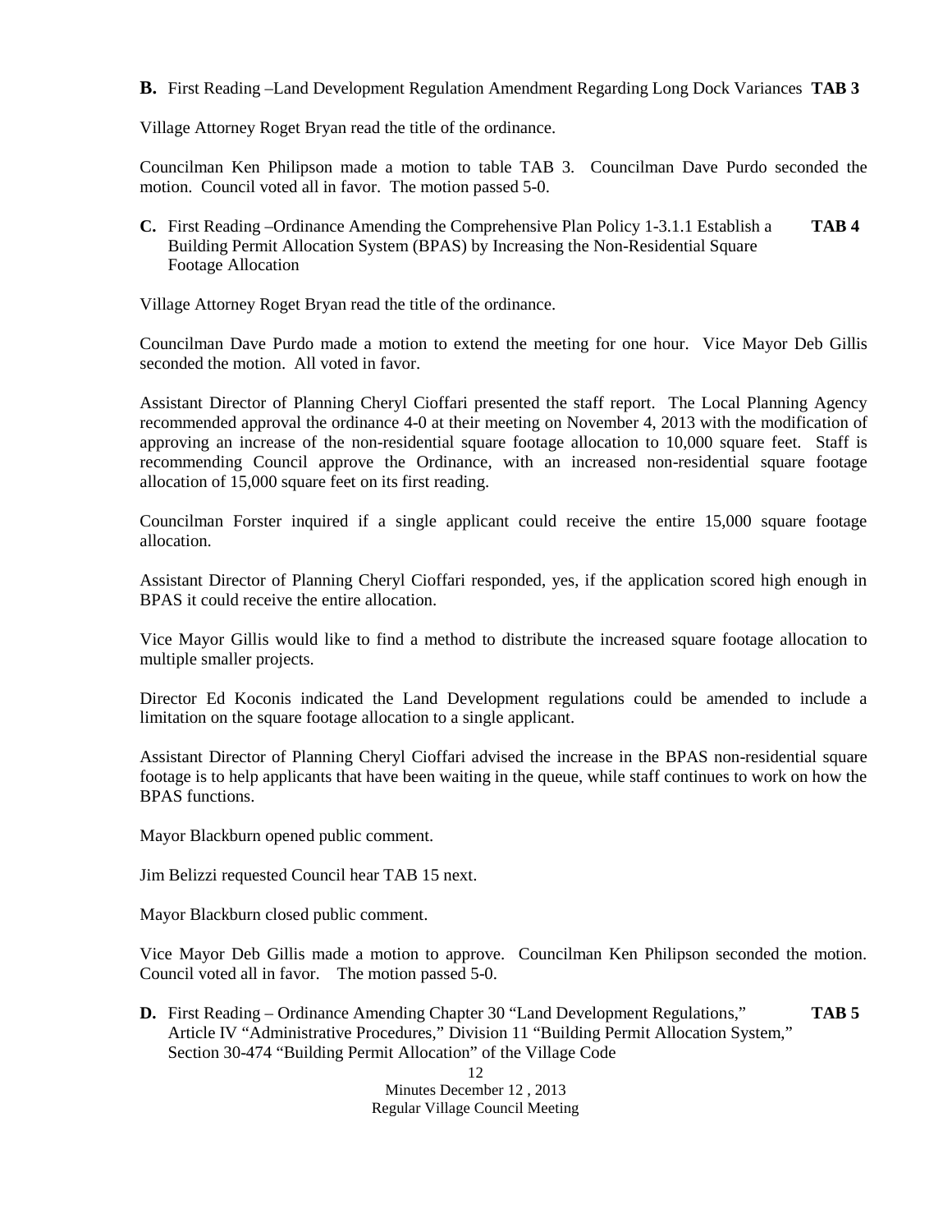**B.** First Reading –Land Development Regulation Amendment Regarding Long Dock Variances **TAB 3**

Village Attorney Roget Bryan read the title of the ordinance.

Councilman Ken Philipson made a motion to table TAB 3. Councilman Dave Purdo seconded the motion. Council voted all in favor. The motion passed 5-0.

**C.** First Reading –Ordinance Amending the Comprehensive Plan Policy 1-3.1.1 Establish a Building Permit Allocation System (BPAS) by Increasing the Non-Residential Square Footage Allocation **TAB 4**

Village Attorney Roget Bryan read the title of the ordinance.

Councilman Dave Purdo made a motion to extend the meeting for one hour. Vice Mayor Deb Gillis seconded the motion. All voted in favor.

Assistant Director of Planning Cheryl Cioffari presented the staff report. The Local Planning Agency recommended approval the ordinance 4-0 at their meeting on November 4, 2013 with the modification of approving an increase of the non-residential square footage allocation to 10,000 square feet. Staff is recommending Council approve the Ordinance, with an increased non-residential square footage allocation of 15,000 square feet on its first reading.

Councilman Forster inquired if a single applicant could receive the entire 15,000 square footage allocation.

Assistant Director of Planning Cheryl Cioffari responded, yes, if the application scored high enough in BPAS it could receive the entire allocation.

Vice Mayor Gillis would like to find a method to distribute the increased square footage allocation to multiple smaller projects.

Director Ed Koconis indicated the Land Development regulations could be amended to include a limitation on the square footage allocation to a single applicant.

Assistant Director of Planning Cheryl Cioffari advised the increase in the BPAS non-residential square footage is to help applicants that have been waiting in the queue, while staff continues to work on how the BPAS functions.

Mayor Blackburn opened public comment.

Jim Belizzi requested Council hear TAB 15 next.

Mayor Blackburn closed public comment.

Vice Mayor Deb Gillis made a motion to approve. Councilman Ken Philipson seconded the motion. Council voted all in favor. The motion passed 5-0.

**D.** First Reading – Ordinance Amending Chapter 30 "Land Development Regulations," Article IV "Administrative Procedures," Division 11 "Building Permit Allocation System," Section 30-474 "Building Permit Allocation" of the Village Code **TAB 5**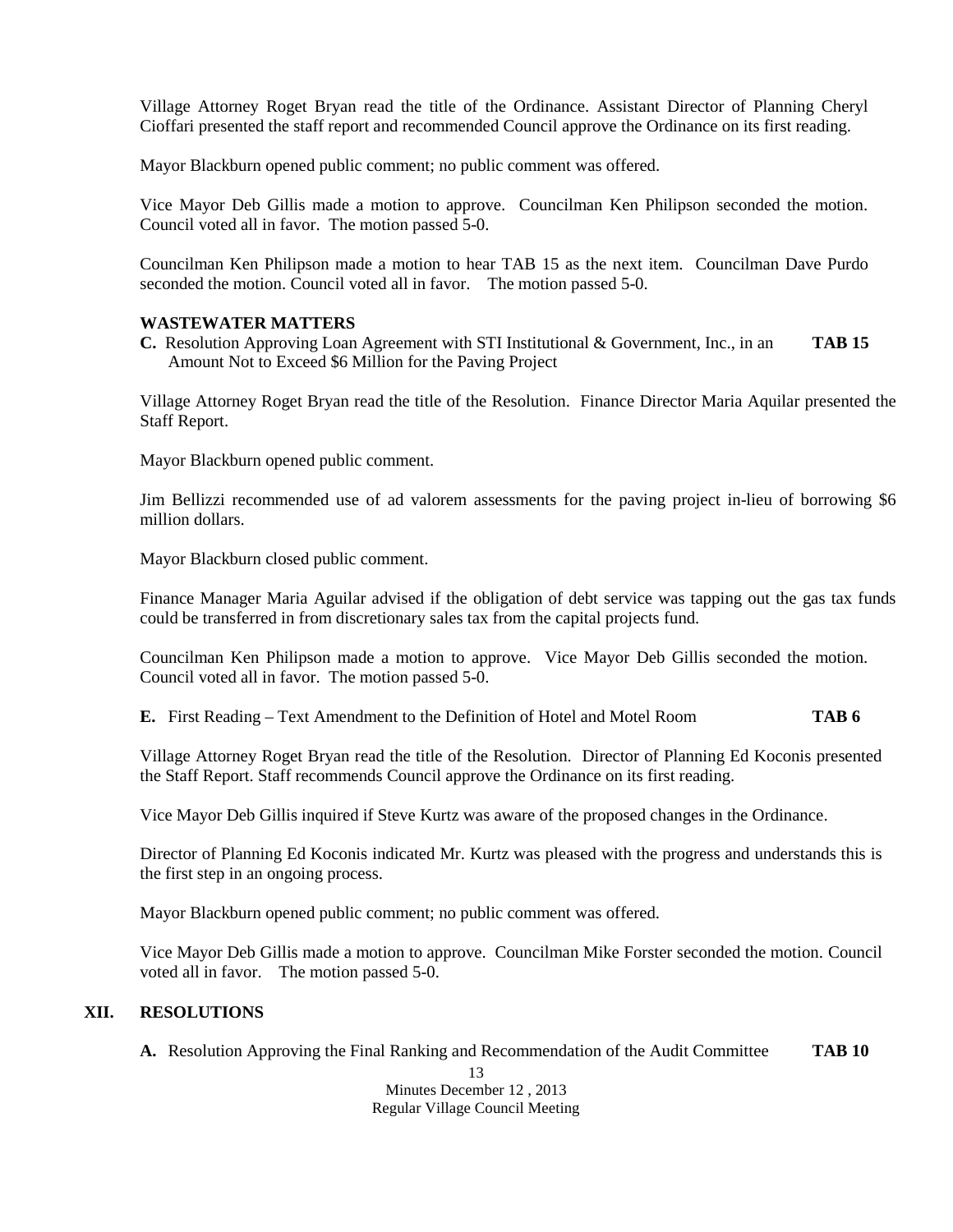Village Attorney Roget Bryan read the title of the Ordinance. Assistant Director of Planning Cheryl Cioffari presented the staff report and recommended Council approve the Ordinance on its first reading.

Mayor Blackburn opened public comment; no public comment was offered.

Vice Mayor Deb Gillis made a motion to approve. Councilman Ken Philipson seconded the motion. Council voted all in favor. The motion passed 5-0.

Councilman Ken Philipson made a motion to hear TAB 15 as the next item. Councilman Dave Purdo seconded the motion. Council voted all in favor. The motion passed 5-0.

**WASTEWATER MATTERS**

**C.** Resolution Approving Loan Agreement with STI Institutional & Government, Inc., in an Amount Not to Exceed $6 Million for the Paving Project **TAB 15**

Village Attorney Roget Bryan read the title of the Resolution. Finance Director Maria Aquilar presented the Staff Report.

Mayor Blackburn opened public comment.

Jim Bellizzi recommended use of ad valorem assessments for the paving project in-lieu of borrowing $6 million dollars.

Mayor Blackburn closed public comment.

Finance Manager Maria Aguilar advised if the obligation of debt service was tapping out the gas tax funds could be transferred in from discretionary sales tax from the capital projects fund.

Councilman Ken Philipson made a motion to approve. Vice Mayor Deb Gillis seconded the motion. Council voted all in favor. The motion passed 5-0.

**E.** First Reading – Text Amendment to the Definition of Hotel and Motel Room **TAB 6**

Village Attorney Roget Bryan read the title of the Resolution. Director of Planning Ed Koconis presented the Staff Report. Staff recommends Council approve the Ordinance on its first reading.

Vice Mayor Deb Gillis inquired if Steve Kurtz was aware of the proposed changes in the Ordinance.

Director of Planning Ed Koconis indicated Mr. Kurtz was pleased with the progress and understands this is the first step in an ongoing process.

Mayor Blackburn opened public comment; no public comment was offered.

Vice Mayor Deb Gillis made a motion to approve. Councilman Mike Forster seconded the motion. Council voted all in favor. The motion passed 5-0.

## XII. RESOLUTIONS

**A.** Resolution Approving the Final Ranking and Recommendation of the Audit Committee **TAB 10**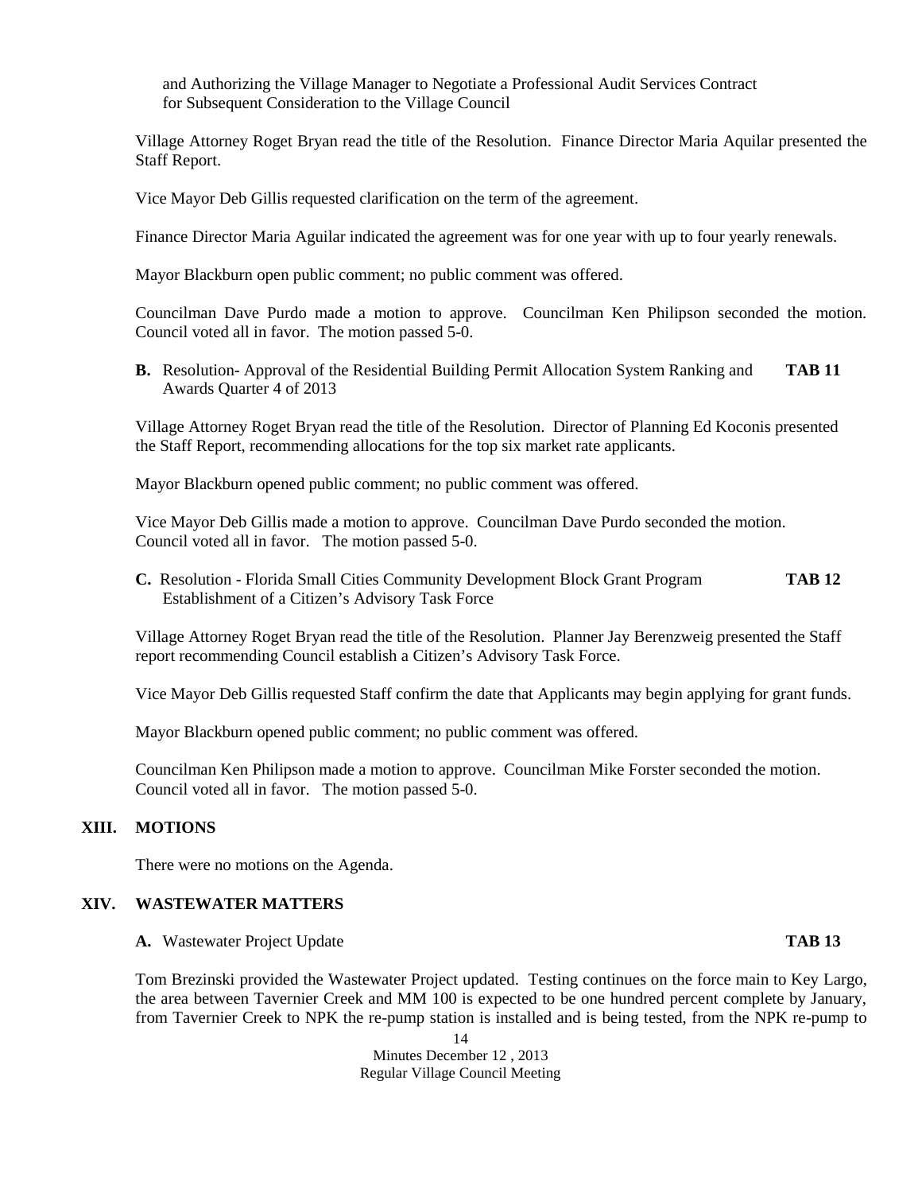and Authorizing the Village Manager to Negotiate a Professional Audit Services Contract for Subsequent Consideration to the Village Council

Village Attorney Roget Bryan read the title of the Resolution. Finance Director Maria Aquilar presented the Staff Report.

Vice Mayor Deb Gillis requested clarification on the term of the agreement.

Finance Director Maria Aguilar indicated the agreement was for one year with up to four yearly renewals.

Mayor Blackburn open public comment; no public comment was offered.

Councilman Dave Purdo made a motion to approve. Councilman Ken Philipson seconded the motion. Council voted all in favor. The motion passed 5-0.

**B.** Resolution- Approval of the Residential Building Permit Allocation System Ranking and Awards Quarter 4 of 2013 **TAB 11**

Village Attorney Roget Bryan read the title of the Resolution. Director of Planning Ed Koconis presented the Staff Report, recommending allocations for the top six market rate applicants.

Mayor Blackburn opened public comment; no public comment was offered.

Vice Mayor Deb Gillis made a motion to approve. Councilman Dave Purdo seconded the motion. Council voted all in favor. The motion passed 5-0.

**C.** Resolution - Florida Small Cities Community Development Block Grant Program Establishment of a Citizen's Advisory Task Force **TAB 12**

Village Attorney Roget Bryan read the title of the Resolution. Planner Jay Berenzweig presented the Staff report recommending Council establish a Citizen's Advisory Task Force.

Vice Mayor Deb Gillis requested Staff confirm the date that Applicants may begin applying for grant funds.

Mayor Blackburn opened public comment; no public comment was offered.

Councilman Ken Philipson made a motion to approve. Councilman Mike Forster seconded the motion. Council voted all in favor. The motion passed 5-0.

## XIII. MOTIONS

There were no motions on the Agenda.

## XIV. WASTEWATER MATTERS

**A.** Wastewater Project Update **TAB 13**

Tom Brezinski provided the Wastewater Project updated. Testing continues on the force main to Key Largo, the area between Tavernier Creek and MM 100 is expected to be one hundred percent complete by January, from Tavernier Creek to NPK the re-pump station is installed and is being tested, from the NPK re-pump to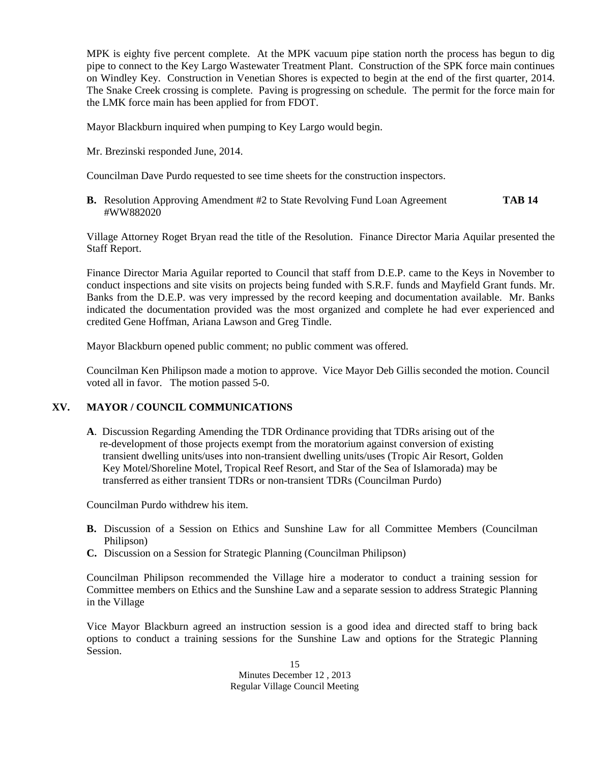MPK is eighty five percent complete. At the MPK vacuum pipe station north the process has begun to dig pipe to connect to the Key Largo Wastewater Treatment Plant. Construction of the SPK force main continues on Windley Key. Construction in Venetian Shores is expected to begin at the end of the first quarter, 2014. The Snake Creek crossing is complete. Paving is progressing on schedule. The permit for the force main for the LMK force main has been applied for from FDOT.

Mayor Blackburn inquired when pumping to Key Largo would begin.

Mr. Brezinski responded June, 2014.

Councilman Dave Purdo requested to see time sheets for the construction inspectors.

**B.** Resolution Approving Amendment #2 to State Revolving Fund Loan Agreement #WW882020 **TAB 14**

Village Attorney Roget Bryan read the title of the Resolution. Finance Director Maria Aquilar presented the Staff Report.

Finance Director Maria Aguilar reported to Council that staff from D.E.P. came to the Keys in November to conduct inspections and site visits on projects being funded with S.R.F. funds and Mayfield Grant funds. Mr. Banks from the D.E.P. was very impressed by the record keeping and documentation available. Mr. Banks indicated the documentation provided was the most organized and complete he had ever experienced and credited Gene Hoffman, Ariana Lawson and Greg Tindle.

Mayor Blackburn opened public comment; no public comment was offered.

Councilman Ken Philipson made a motion to approve. Vice Mayor Deb Gillis seconded the motion. Council voted all in favor. The motion passed 5-0.

## XV. MAYOR / COUNCIL COMMUNICATIONS

**A**. Discussion Regarding Amending the TDR Ordinance providing that TDRs arising out of the re-development of those projects exempt from the moratorium against conversion of existing transient dwelling units/uses into non-transient dwelling units/uses (Tropic Air Resort, Golden Key Motel/Shoreline Motel, Tropical Reef Resort, and Star of the Sea of Islamorada) may be transferred as either transient TDRs or non-transient TDRs (Councilman Purdo)

Councilman Purdo withdrew his item.

**B.** Discussion of a Session on Ethics and Sunshine Law for all Committee Members (Councilman Philipson)

**C.** Discussion on a Session for Strategic Planning (Councilman Philipson)

Councilman Philipson recommended the Village hire a moderator to conduct a training session for Committee members on Ethics and the Sunshine Law and a separate session to address Strategic Planning in the Village

Vice Mayor Blackburn agreed an instruction session is a good idea and directed staff to bring back options to conduct a training sessions for the Sunshine Law and options for the Strategic Planning Session.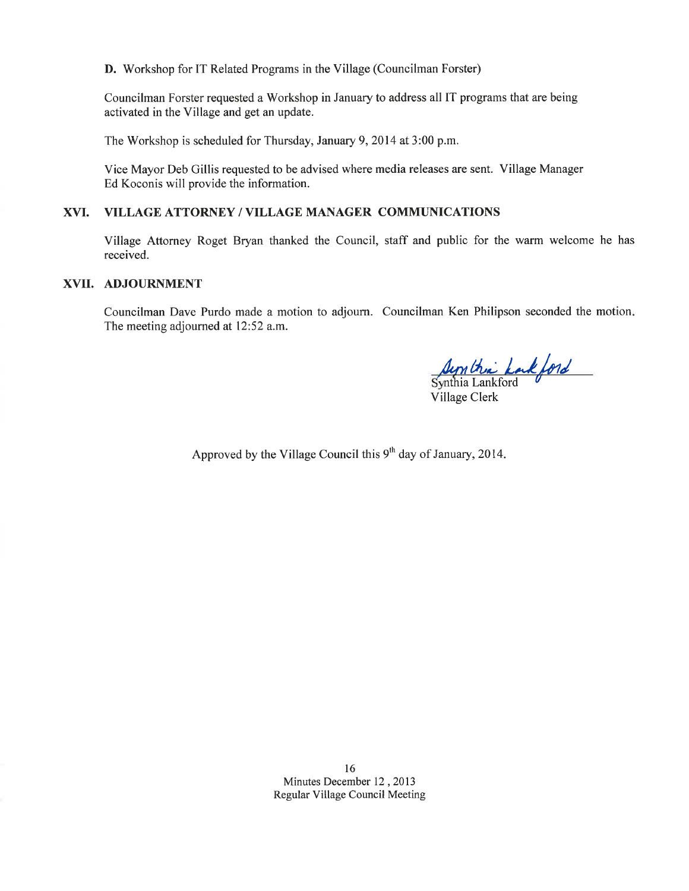**D.** Workshop for IT Related Programs in the Village (Councilman Forster)

Councilman Forster requested a Workshop in January to address all IT programs that are being activated in the Village and get an update.

The Workshop is scheduled for Thursday, January 9, 2014 at 3:00 p.m.

Vice Mayor Deb Gillis requested to be advised where media releases are sent. Village Manager Ed Koconis will provide the information.

## XVI. VILLAGE ATTORNEY / VILLAGE MANAGER COMMUNICATIONS

Village Attorney Roget Bryan thanked the Council, staff and public for the warm welcome he has received.

## XVII. ADJOURNMENT

Councilman Dave Purdo made a motion to adjourn. Councilman Ken Philipson seconded the motion. The meeting adjourned at 12:52 a.m.

Synthia Lankford
Village Clerk

Approved by the Village Council this 9th day of January, 2014.

Minutes December 12 , 2013
Regular Village Council Meeting